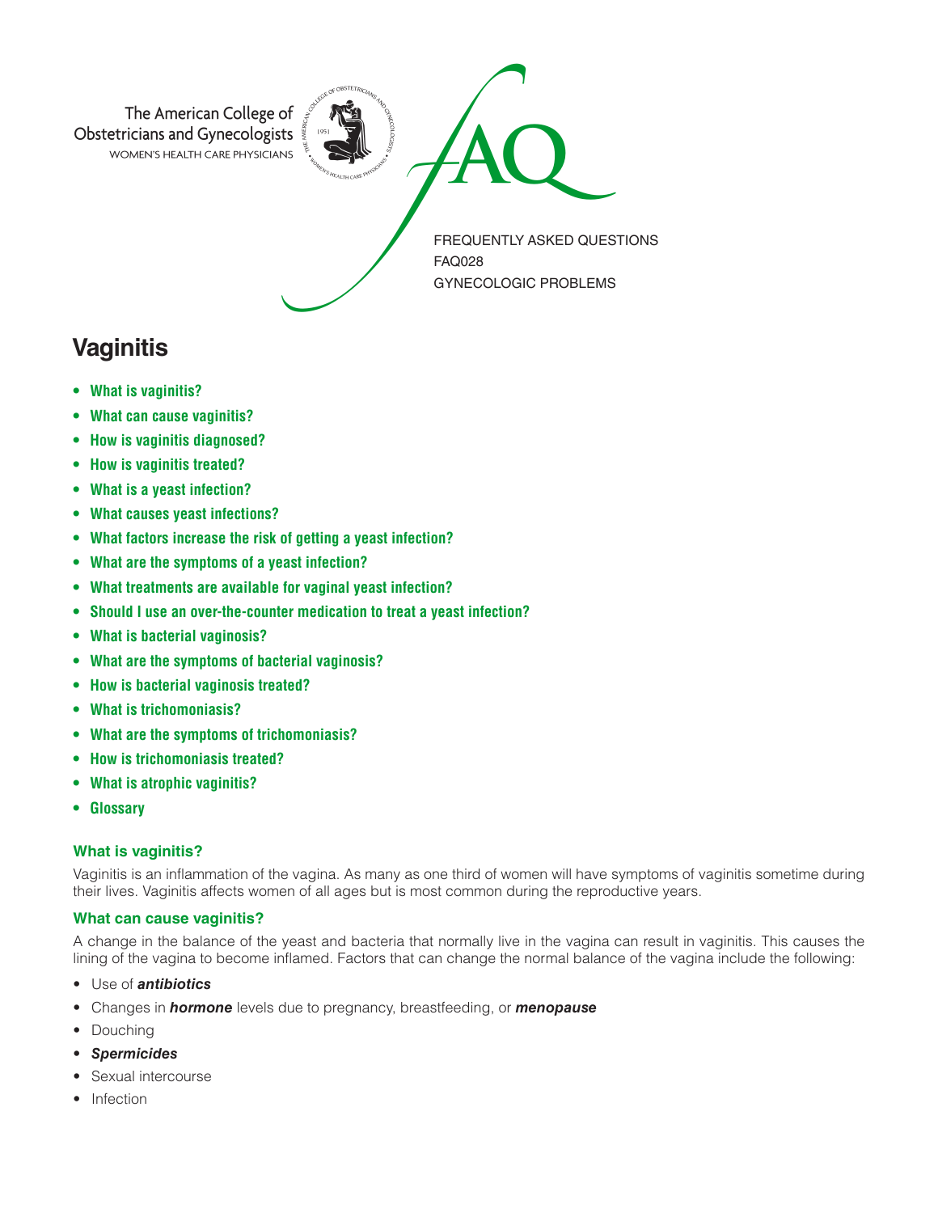The American College of Obstetricians and Gynecologists
WOMEN'S HEALTH CARE PHYSICIANS

FAQ

FREQUENTLY ASKED QUESTIONS
FAQ028
GYNECOLOGIC PROBLEMS

# Vaginitis

- **What is vaginitis?**
- **What can cause vaginitis?**
- **How is vaginitis diagnosed?**
- **How is vaginitis treated?**
- **What is a yeast infection?**
- **What causes yeast infections?**
- **What factors increase the risk of getting a yeast infection?**
- **What are the symptoms of a yeast infection?**
- **What treatments are available for vaginal yeast infection?**
- **Should I use an over-the-counter medication to treat a yeast infection?**
- **What is bacterial vaginosis?**
- **What are the symptoms of bacterial vaginosis?**
- **How is bacterial vaginosis treated?**
- **What is trichomoniasis?**
- **What are the symptoms of trichomoniasis?**
- **How is trichomoniasis treated?**
- **What is atrophic vaginitis?**
- **Glossary**

### What is vaginitis?

Vaginitis is an inflammation of the vagina. As many as one third of women will have symptoms of vaginitis sometime during their lives. Vaginitis affects women of all ages but is most common during the reproductive years.

### What can cause vaginitis?

A change in the balance of the yeast and bacteria that normally live in the vagina can result in vaginitis. This causes the lining of the vagina to become inflamed. Factors that can change the normal balance of the vagina include the following:

- Use of ***antibiotics***
- Changes in ***hormone*** levels due to pregnancy, breastfeeding, or ***menopause***
- Douching
- ***Spermicides***
- Sexual intercourse
- Infection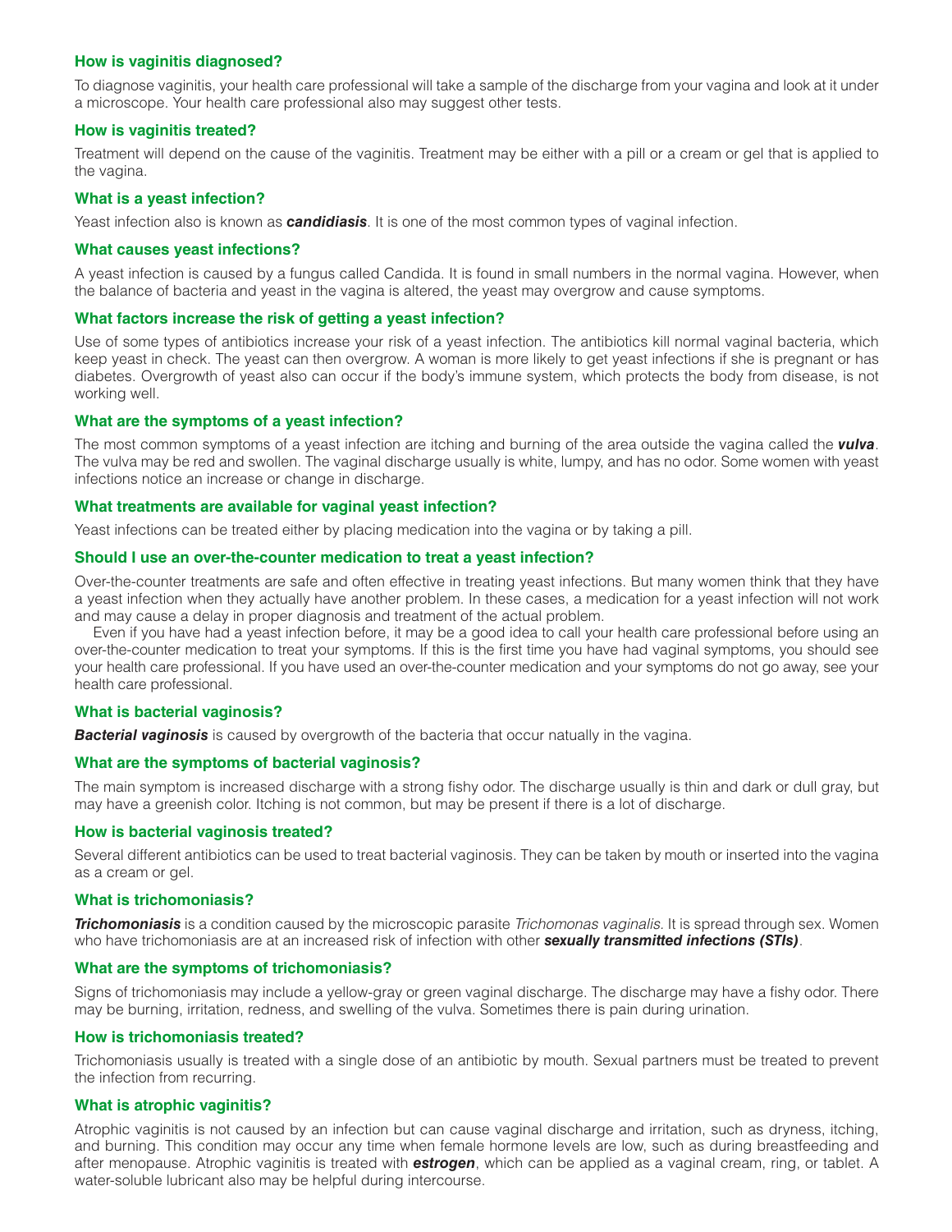### How is vaginitis diagnosed?

To diagnose vaginitis, your health care professional will take a sample of the discharge from your vagina and look at it under a microscope. Your health care professional also may suggest other tests.

### How is vaginitis treated?

Treatment will depend on the cause of the vaginitis. Treatment may be either with a pill or a cream or gel that is applied to the vagina.

### What is a yeast infection?

Yeast infection also is known as ***candidiasis***. It is one of the most common types of vaginal infection.

### What causes yeast infections?

A yeast infection is caused by a fungus called Candida. It is found in small numbers in the normal vagina. However, when the balance of bacteria and yeast in the vagina is altered, the yeast may overgrow and cause symptoms.

### What factors increase the risk of getting a yeast infection?

Use of some types of antibiotics increase your risk of a yeast infection. The antibiotics kill normal vaginal bacteria, which keep yeast in check. The yeast can then overgrow. A woman is more likely to get yeast infections if she is pregnant or has diabetes. Overgrowth of yeast also can occur if the body's immune system, which protects the body from disease, is not working well.

### What are the symptoms of a yeast infection?

The most common symptoms of a yeast infection are itching and burning of the area outside the vagina called the ***vulva***. The vulva may be red and swollen. The vaginal discharge usually is white, lumpy, and has no odor. Some women with yeast infections notice an increase or change in discharge.

### What treatments are available for vaginal yeast infection?

Yeast infections can be treated either by placing medication into the vagina or by taking a pill.

### Should I use an over-the-counter medication to treat a yeast infection?

Over-the-counter treatments are safe and often effective in treating yeast infections. But many women think that they have a yeast infection when they actually have another problem. In these cases, a medication for a yeast infection will not work and may cause a delay in proper diagnosis and treatment of the actual problem.

Even if you have had a yeast infection before, it may be a good idea to call your health care professional before using an over-the-counter medication to treat your symptoms. If this is the first time you have had vaginal symptoms, you should see your health care professional. If you have used an over-the-counter medication and your symptoms do not go away, see your health care professional.

### What is bacterial vaginosis?

***Bacterial vaginosis*** is caused by overgrowth of the bacteria that occur natually in the vagina.

### What are the symptoms of bacterial vaginosis?

The main symptom is increased discharge with a strong fishy odor. The discharge usually is thin and dark or dull gray, but may have a greenish color. Itching is not common, but may be present if there is a lot of discharge.

### How is bacterial vaginosis treated?

Several different antibiotics can be used to treat bacterial vaginosis. They can be taken by mouth or inserted into the vagina as a cream or gel.

### What is trichomoniasis?

***Trichomoniasis*** is a condition caused by the microscopic parasite *Trichomonas vaginalis*. It is spread through sex. Women who have trichomoniasis are at an increased risk of infection with other ***sexually transmitted infections (STIs)***.

### What are the symptoms of trichomoniasis?

Signs of trichomoniasis may include a yellow-gray or green vaginal discharge. The discharge may have a fishy odor. There may be burning, irritation, redness, and swelling of the vulva. Sometimes there is pain during urination.

### How is trichomoniasis treated?

Trichomoniasis usually is treated with a single dose of an antibiotic by mouth. Sexual partners must be treated to prevent the infection from recurring.

### What is atrophic vaginitis?

Atrophic vaginitis is not caused by an infection but can cause vaginal discharge and irritation, such as dryness, itching, and burning. This condition may occur any time when female hormone levels are low, such as during breastfeeding and after menopause. Atrophic vaginitis is treated with ***estrogen***, which can be applied as a vaginal cream, ring, or tablet. A water-soluble lubricant also may be helpful during intercourse.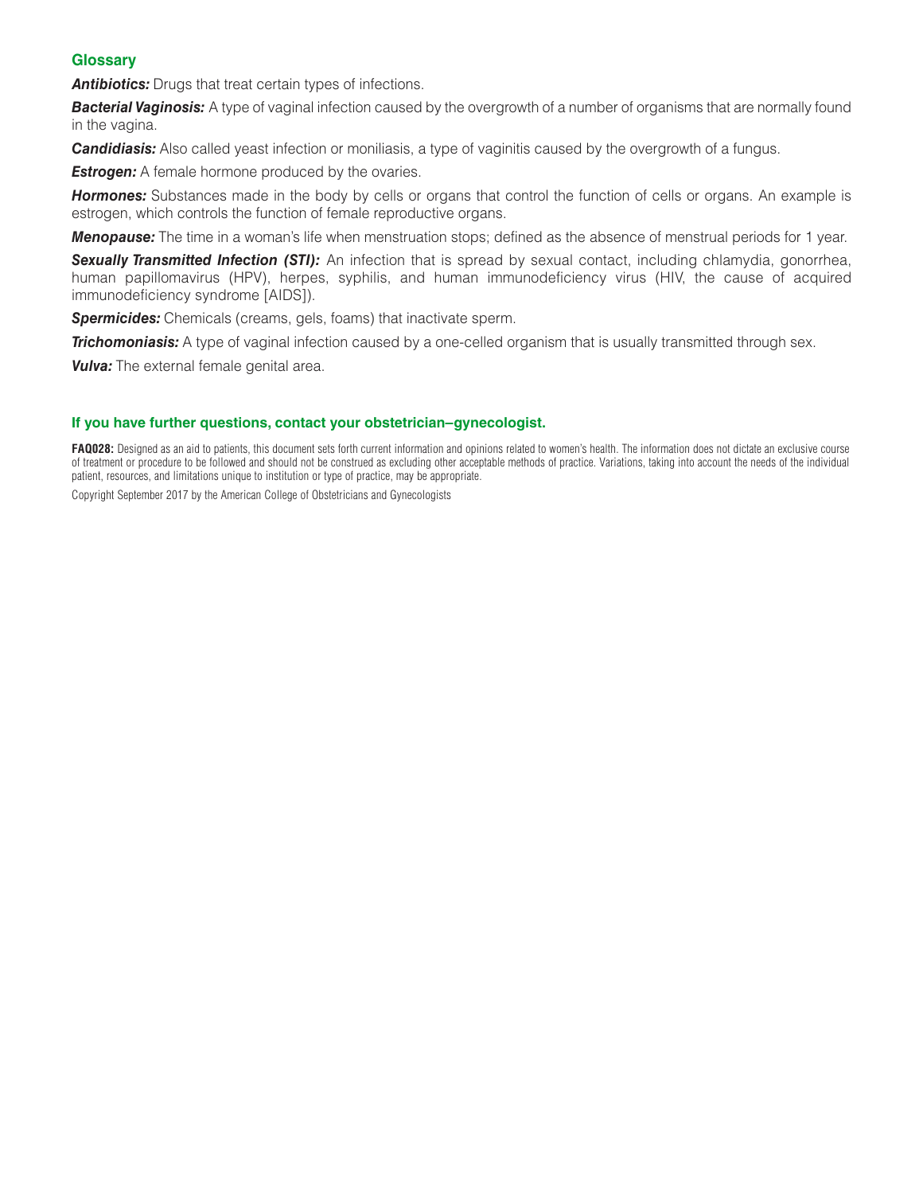## Glossary

***Antibiotics:*** Drugs that treat certain types of infections.

***Bacterial Vaginosis:*** A type of vaginal infection caused by the overgrowth of a number of organisms that are normally found in the vagina.

***Candidiasis:*** Also called yeast infection or moniliasis, a type of vaginitis caused by the overgrowth of a fungus.

***Estrogen:*** A female hormone produced by the ovaries.

***Hormones:*** Substances made in the body by cells or organs that control the function of cells or organs. An example is estrogen, which controls the function of female reproductive organs.

***Menopause:*** The time in a woman's life when menstruation stops; defined as the absence of menstrual periods for 1 year.

***Sexually Transmitted Infection (STI):*** An infection that is spread by sexual contact, including chlamydia, gonorrhea, human papillomavirus (HPV), herpes, syphilis, and human immunodeficiency virus (HIV, the cause of acquired immunodeficiency syndrome [AIDS]).

***Spermicides:*** Chemicals (creams, gels, foams) that inactivate sperm.

***Trichomoniasis:*** A type of vaginal infection caused by a one-celled organism that is usually transmitted through sex.

***Vulva:*** The external female genital area.

**If you have further questions, contact your obstetrician–gynecologist.**

**FAQ028:** Designed as an aid to patients, this document sets forth current information and opinions related to women's health. The information does not dictate an exclusive course of treatment or procedure to be followed and should not be construed as excluding other acceptable methods of practice. Variations, taking into account the needs of the individual patient, resources, and limitations unique to institution or type of practice, may be appropriate.

Copyright September 2017 by the American College of Obstetricians and Gynecologists